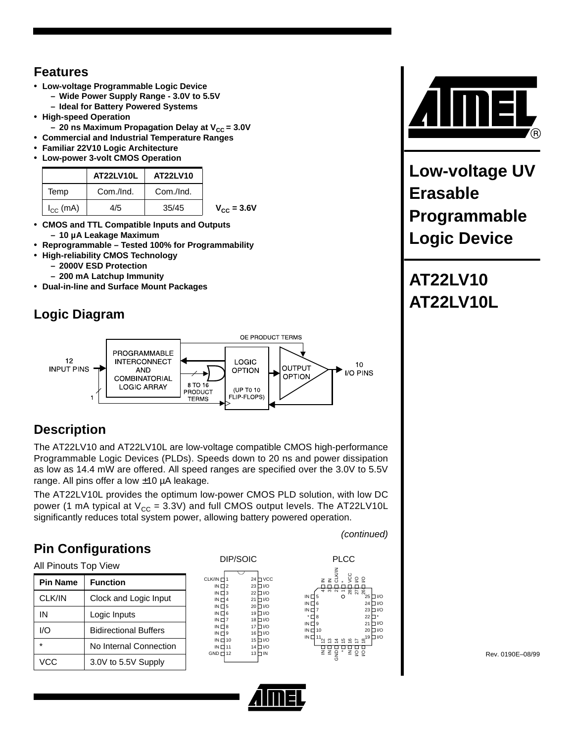# Low-voltage UV Erasable Programmable Logic Device

# AT22LV10 AT22LV10L

## Features

- **Low-voltage Programmable Logic Device**
  - **Wide Power Supply Range - 3.0V to 5.5V**
  - **Ideal for Battery Powered Systems**
- **High-speed Operation**
  - **20 ns Maximum Propagation Delay at $V_{CC}$ = 3.0V**
- **Commercial and Industrial Temperature Ranges**
- **Familiar 22V10 Logic Architecture**
- **Low-power 3-volt CMOS Operation**

| | AT22LV10L | AT22LV10 |
|---|---|---|
| Temp | Com./Ind. | Com./Ind. |
| $I_{CC}$ (mA) | 4/5 | 35/45 |

**$V_{CC}$ = 3.6V**

- **CMOS and TTL Compatible Inputs and Outputs**
  - **10 µA Leakage Maximum**
- **Reprogrammable – Tested 100% for Programmability**
- **High-reliability CMOS Technology**
  - **2000V ESD Protection**
  - **200 mA Latchup Immunity**
- **Dual-in-line and Surface Mount Packages**

## Logic Diagram

12 INPUT PINS → PROGRAMMABLE INTERCONNECT AND COMBINATORIAL LOGIC ARRAY → 8 TO 16 PRODUCT TERMS → LOGIC OPTION (UP TO 10 FLIP-FLOPS) → OUTPUT OPTION → 10 I/O PINS; OE PRODUCT TERMS; 1

## Description

The AT22LV10 and AT22LV10L are low-voltage compatible CMOS high-performance Programmable Logic Devices (PLDs). Speeds down to 20 ns and power dissipation as low as 14.4 mW are offered. All speed ranges are specified over the 3.0V to 5.5V range. All pins offer a low ±10 µA leakage.

The AT22LV10L provides the optimum low-power CMOS PLD solution, with low DC power (1 mA typical at $V_{CC}$ = 3.3V) and full CMOS output levels. The AT22LV10L significantly reduces total system power, allowing battery powered operation.

*(continued)*

## Pin Configurations

All Pinouts Top View

| Pin Name | Function |
|---|---|
| CLK/IN | Clock and Logic Input |
| IN | Logic Inputs |
| I/O | Bidirectional Buffers |
| * | No Internal Connection |
| VCC | 3.0V to 5.5V Supply |

**DIP/SOIC**

| Pin | Name | Pin | Name |
|---|---|---|---|
| 1 | CLK/IN | 24 | VCC |
| 2 | IN | 23 | I/O |
| 3 | IN | 22 | I/O |
| 4 | IN | 21 | I/O |
| 5 | IN | 20 | I/O |
| 6 | IN | 19 | I/O |
| 7 | IN | 18 | I/O |
| 8 | IN | 17 | I/O |
| 9 | IN | 16 | I/O |
| 10 | IN | 15 | I/O |
| 11 | IN | 14 | I/O |
| 12 | GND | 13 | IN |

**PLCC**

| Pin | Name | Pin | Name |
|---|---|---|---|
| 1 | * | 15 | * |
| 2 | CLK/IN | 16 | IN |
| 3 | IN | 17 | I/O |
| 4 | IN | 18 | I/O |
| 5 | IN | 19 | I/O |
| 6 | IN | 20 | I/O |
| 7 | IN | 21 | I/O |
| 8 | * | 22 | * |
| 9 | IN | 23 | I/O |
| 10 | IN | 24 | I/O |
| 11 | IN | 25 | I/O |
| 12 | IN | 26 | I/O |
| 13 | IN | 27 | I/O |
| 14 | GND | 28 | VCC |

Rev. 0190E–08/99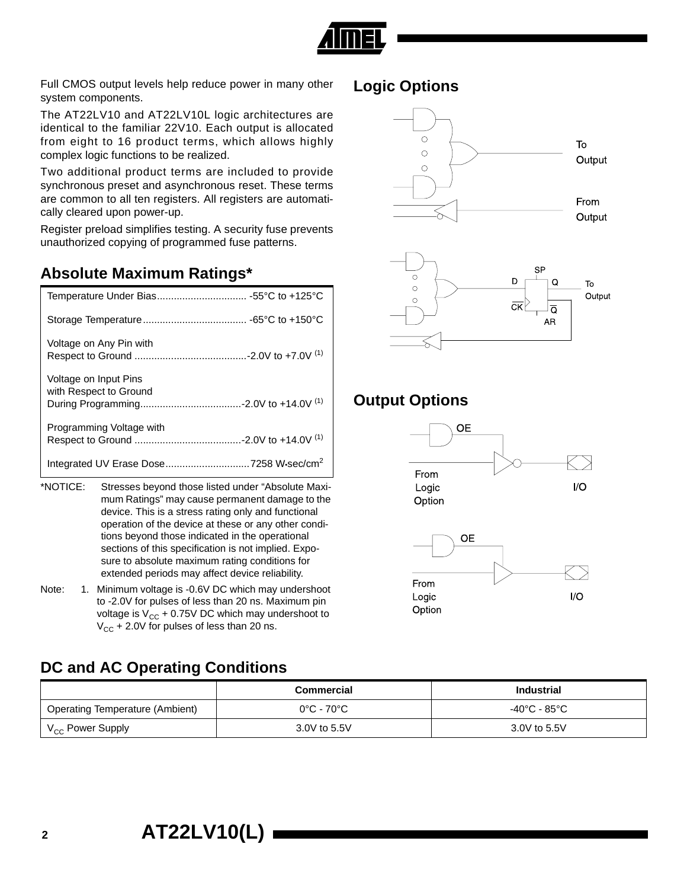Full CMOS output levels help reduce power in many other system components.

The AT22LV10 and AT22LV10L logic architectures are identical to the familiar 22V10. Each output is allocated from eight to 16 product terms, which allows highly complex logic functions to be realized.

Two additional product terms are included to provide synchronous preset and asynchronous reset. These terms are common to all ten registers. All registers are automatically cleared upon power-up.

Register preload simplifies testing. A security fuse prevents unauthorized copying of programmed fuse patterns.

## Absolute Maximum Ratings*

| | |
|---|---|
| Temperature Under Bias | -55°C to +125°C |
| Storage Temperature | -65°C to +150°C |
| Voltage on Any Pin with Respect to Ground | -2.0V to +7.0V (1) |
| Voltage on Input Pins with Respect to Ground During Programming | -2.0V to +14.0V (1) |
| Programming Voltage with Respect to Ground | -2.0V to +14.0V (1) |
| Integrated UV Erase Dose | 7258 W•sec/cm$^2$ |

*NOTICE: Stresses beyond those listed under “Absolute Maximum Ratings” may cause permanent damage to the device. This is a stress rating only and functional operation of the device at these or any other conditions beyond those indicated in the operational sections of this specification is not implied. Exposure to absolute maximum rating conditions for extended periods may affect device reliability.

Note: 1. Minimum voltage is -0.6V DC which may undershoot to -2.0V for pulses of less than 20 ns. Maximum pin voltage is $V_{CC}$ + 0.75V DC which may undershoot to $V_{CC}$ + 2.0V for pulses of less than 20 ns.

## Logic Options

To Output

From Output

SP D Q CK $\overline{Q}$ AR To Output

## Output Options

OE From Logic Option I/O

OE From Logic Option I/O

## DC and AC Operating Conditions

| | Commercial | Industrial |
|---|---|---|
| Operating Temperature (Ambient) | 0°C - 70°C | -40°C - 85°C |
| $V_{CC}$ Power Supply | 3.0V to 5.5V | 3.0V to 5.5V |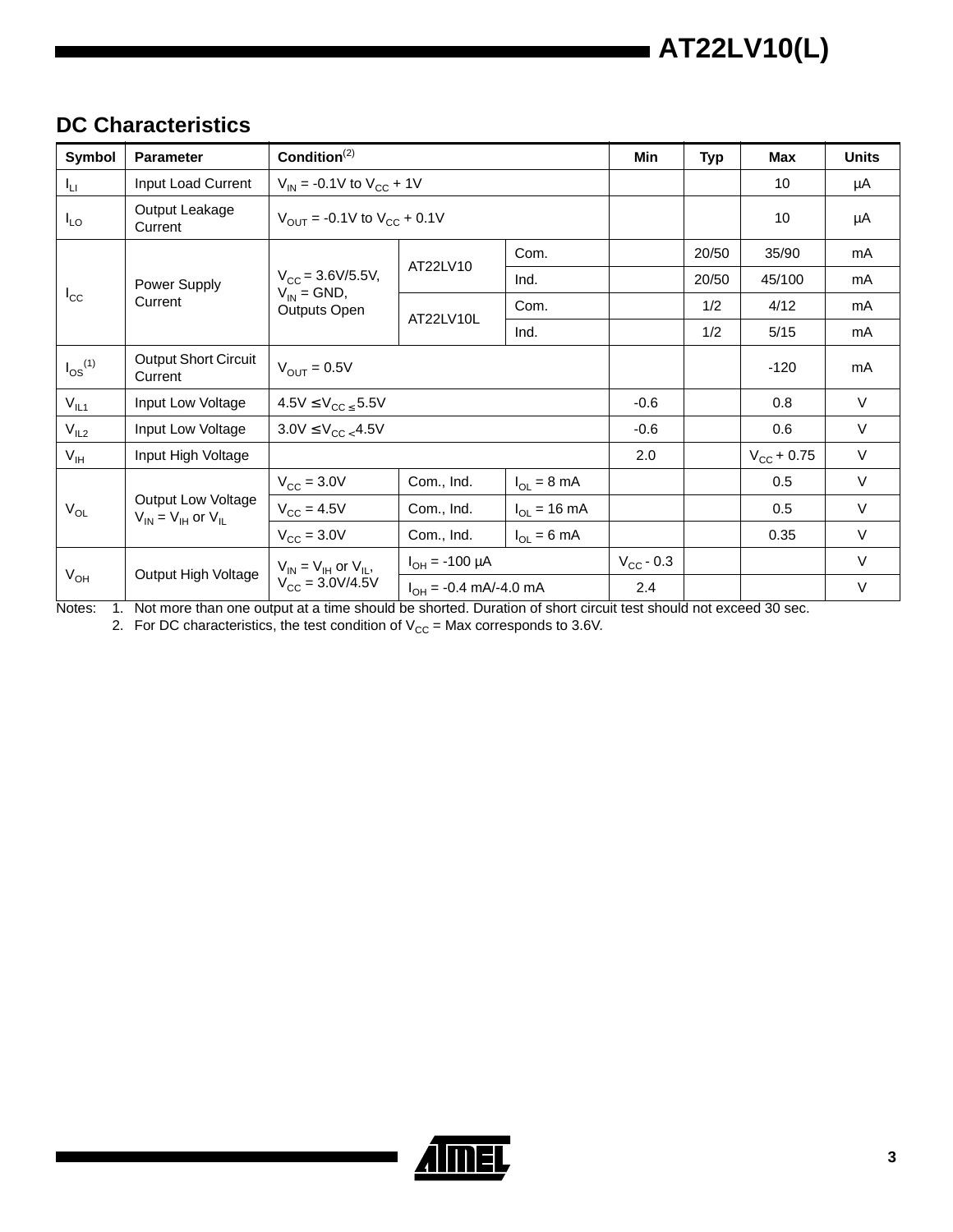## DC Characteristics

| Symbol | Parameter | Condition[2] | | | Min | Typ | Max | Units |
|---|---|---|---|---|---|---|---|---|
| $I_{LI}$ | Input Load Current | $V_{IN}$ = -0.1V to $V_{CC}$ + 1V | | | | | 10 | µA |
| $I_{LO}$ | Output Leakage Current | $V_{OUT}$ = -0.1V to $V_{CC}$ + 0.1V | | | | | 10 | µA |
| $I_{CC}$ | Power Supply Current | $V_{CC}$ = 3.6V/5.5V, $V_{IN}$ = GND, Outputs Open | AT22LV10 | Com. | | 20/50 | 35/90 | mA |
| | | | | Ind. | | 20/50 | 45/100 | mA |
| | | | AT22LV10L | Com. | | 1/2 | 4/12 | mA |
| | | | | Ind. | | 1/2 | 5/15 | mA |
| $I_{OS}$[1] | Output Short Circuit Current | $V_{OUT}$ = 0.5V | | | | | -120 | mA |
| $V_{IL1}$ | Input Low Voltage | $4.5V \leq V_{CC} \leq 5.5V$ | | | -0.6 | | 0.8 | V |
| $V_{IL2}$ | Input Low Voltage | $3.0V \leq V_{CC} < 4.5V$ | | | -0.6 | | 0.6 | V |
| $V_{IH}$ | Input High Voltage | | | | 2.0 | | $V_{CC}$ + 0.75 | V |
| $V_{OL}$ | Output Low Voltage $V_{IN} = V_{IH}$ or $V_{IL}$ | $V_{CC}$ = 3.0V | Com., Ind. | $I_{OL}$ = 8 mA | | | 0.5 | V |
| | | $V_{CC}$ = 4.5V | Com., Ind. | $I_{OL}$ = 16 mA | | | 0.5 | V |
| | | $V_{CC}$ = 3.0V | Com., Ind. | $I_{OL}$ = 6 mA | | | 0.35 | V |
| $V_{OH}$ | Output High Voltage | $V_{IN} = V_{IH}$ or $V_{IL}$, $V_{CC}$ = 3.0V/4.5V | $I_{OH}$ = -100 µA | | $V_{CC}$ - 0.3 | | | V |
| | | | $I_{OH}$ = -0.4 mA/-4.0 mA | | 2.4 | | | V |

Notes: 1. Not more than one output at a time should be shorted. Duration of short circuit test should not exceed 30 sec.

2. For DC characteristics, the test condition of $V_{CC}$ = Max corresponds to 3.6V.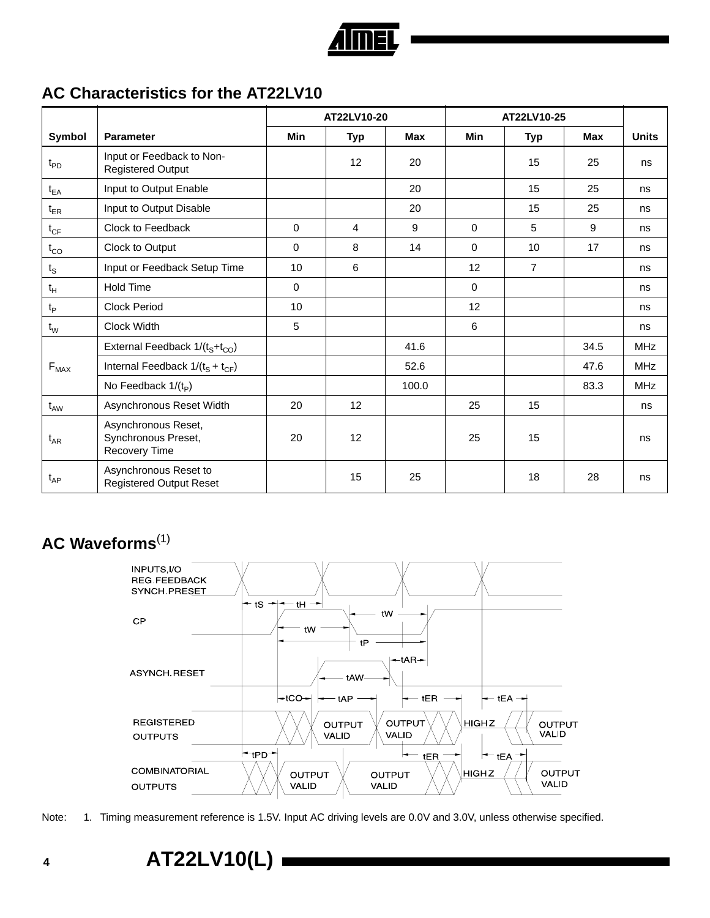## AC Characteristics for the AT22LV10

| Symbol | Parameter | AT22LV10-20 | | | AT22LV10-25 | | | Units |
|---|---|---|---|---|---|---|---|---|
| | | Min | Typ | Max | Min | Typ | Max | |
| $t_{PD}$ | Input or Feedback to Non-Registered Output | | 12 | 20 | | 15 | 25 | ns |
| $t_{EA}$ | Input to Output Enable | | | 20 | | 15 | 25 | ns |
| $t_{ER}$ | Input to Output Disable | | | 20 | | 15 | 25 | ns |
| $t_{CF}$ | Clock to Feedback | 0 | 4 | 9 | 0 | 5 | 9 | ns |
| $t_{CO}$ | Clock to Output | 0 | 8 | 14 | 0 | 10 | 17 | ns |
| $t_S$ | Input or Feedback Setup Time | 10 | 6 | | 12 | 7 | | ns |
| $t_H$ | Hold Time | 0 | | | 0 | | | ns |
| $t_P$ | Clock Period | 10 | | | 12 | | | ns |
| $t_W$ | Clock Width | 5 | | | 6 | | | ns |
| $F_{MAX}$ | External Feedback $1/(t_S+t_{CO})$ | | | 41.6 | | | 34.5 | MHz |
| | Internal Feedback $1/(t_S + t_{CF})$ | | | 52.6 | | | 47.6 | MHz |
| | No Feedback $1/(t_P)$ | | | 100.0 | | | 83.3 | MHz |
| $t_{AW}$ | Asynchronous Reset Width | 20 | 12 | | 25 | 15 | | ns |
| $t_{AR}$ | Asynchronous Reset, Synchronous Preset, Recovery Time | 20 | 12 | | 25 | 15 | | ns |
| $t_{AP}$ | Asynchronous Reset to Registered Output Reset | | 15 | 25 | | 18 | 28 | ns |

## AC Waveforms[(1)]

INPUTS,I/O REG. FEEDBACK SYNCH. PRESET

CP

ASYNCH. RESET

REGISTERED OUTPUTS

COMBINATORIAL OUTPUTS

tS, tH, tW, tP, tAR, tAW, tCO, tAP, tER, tEA, tPD

OUTPUT VALID, HIGH Z

Note: 1. Timing measurement reference is 1.5V. Input AC driving levels are 0.0V and 3.0V, unless otherwise specified.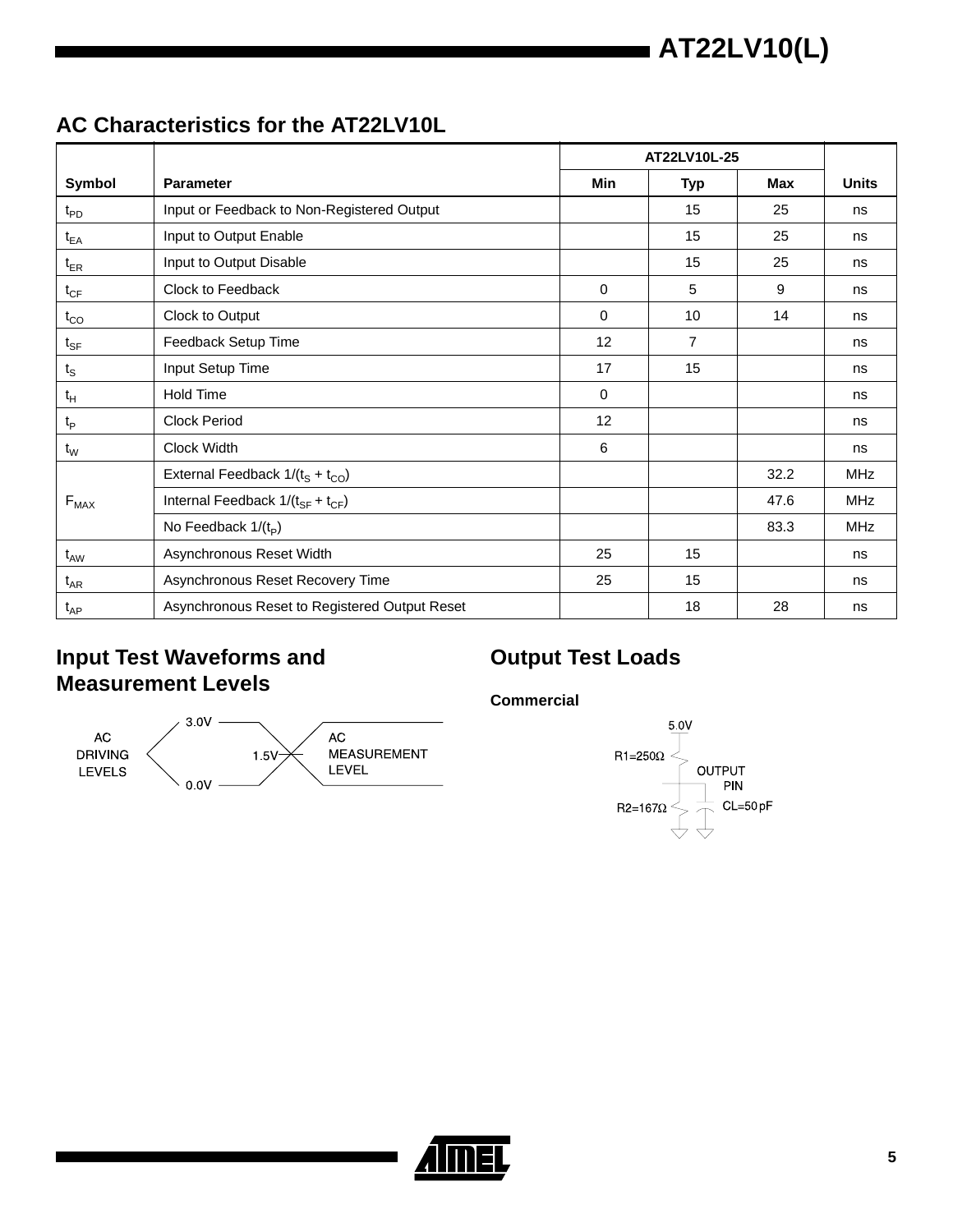## AC Characteristics for the AT22LV10L

| Symbol | Parameter | AT22LV10L-25 | | | Units |
|---|---|---|---|---|---|
| | | Min | Typ | Max | |
| $t_{PD}$ | Input or Feedback to Non-Registered Output | | 15 | 25 | ns |
| $t_{EA}$ | Input to Output Enable | | 15 | 25 | ns |
| $t_{ER}$ | Input to Output Disable | | 15 | 25 | ns |
| $t_{CF}$ | Clock to Feedback | 0 | 5 | 9 | ns |
| $t_{CO}$ | Clock to Output | 0 | 10 | 14 | ns |
| $t_{SF}$ | Feedback Setup Time | 12 | 7 | | ns |
| $t_S$ | Input Setup Time | 17 | 15 | | ns |
| $t_H$ | Hold Time | 0 | | | ns |
| $t_P$ | Clock Period | 12 | | | ns |
| $t_W$ | Clock Width | 6 | | | ns |
| $F_{MAX}$ | External Feedback $1/(t_S + t_{CO})$ | | | 32.2 | MHz |
| | Internal Feedback $1/(t_{SF} + t_{CF})$ | | | 47.6 | MHz |
| | No Feedback $1/(t_P)$ | | | 83.3 | MHz |
| $t_{AW}$ | Asynchronous Reset Width | 25 | 15 | | ns |
| $t_{AR}$ | Asynchronous Reset Recovery Time | 25 | 15 | | ns |
| $t_{AP}$ | Asynchronous Reset to Registered Output Reset | | 18 | 28 | ns |

## Input Test Waveforms and Measurement Levels

AC DRIVING LEVELS: 3.0V / 0.0V

AC MEASUREMENT LEVEL: 1.5V

## Output Test Loads

**Commercial**

5.0V

R1=250Ω

OUTPUT PIN

R2=167Ω

CL=50 pF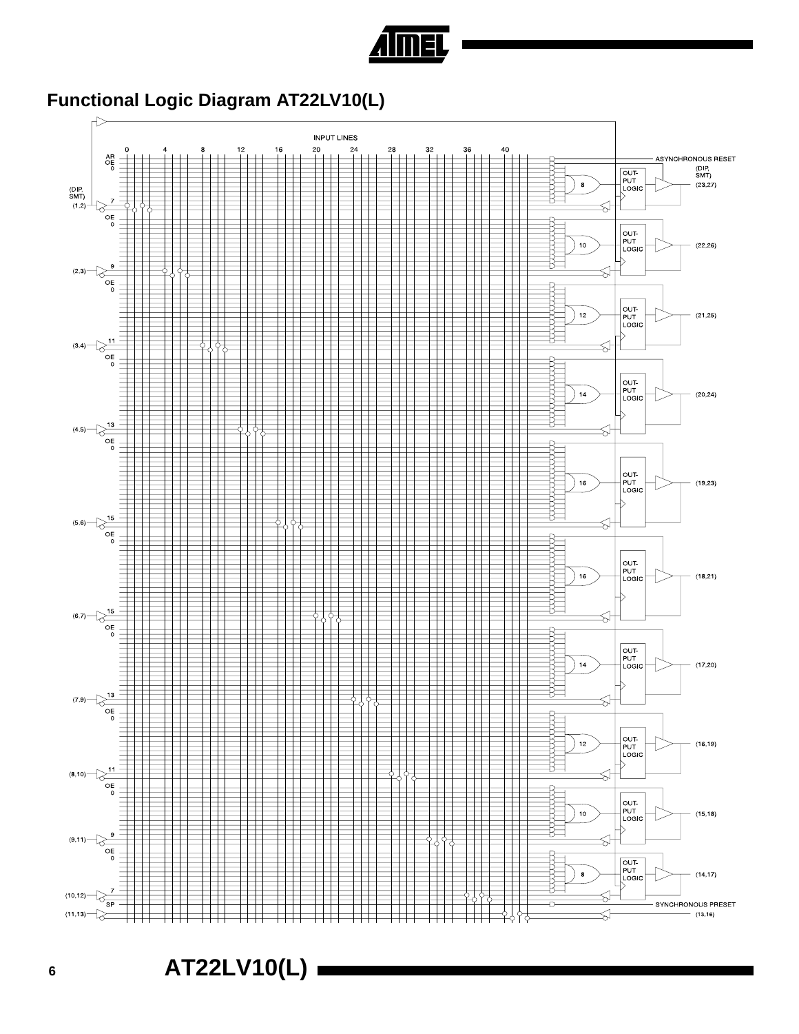## Functional Logic Diagram AT22LV10(L)

INPUT LINES

0 4 8 12 16 20 24 28 32 36 40

AR
OE
0

ASYNCHRONOUS RESET

(DIP, SMT)

(23,27)

(DIP, SMT)
(1,2)

7

8

OUT-PUT LOGIC

OE
0

10

(22,26)

(2,3)

9

OE
0

12

(21,25)

(3,4)

11

OE
0

14

(20,24)

(4,5)

13

OE
0

16

(19,23)

(5,6)

15

OE
0

16

(18,21)

(6,7)

15

OE
0

14

(17,20)

(7,9)

13

OE
0

12

(16,19)

(8,10)

11

OE
0

10

(15,18)

(9,11)

9

OE
0

8

(14,17)

(10,12)

7

SP

SYNCHRONOUS PRESET

(11,13)

(13,16)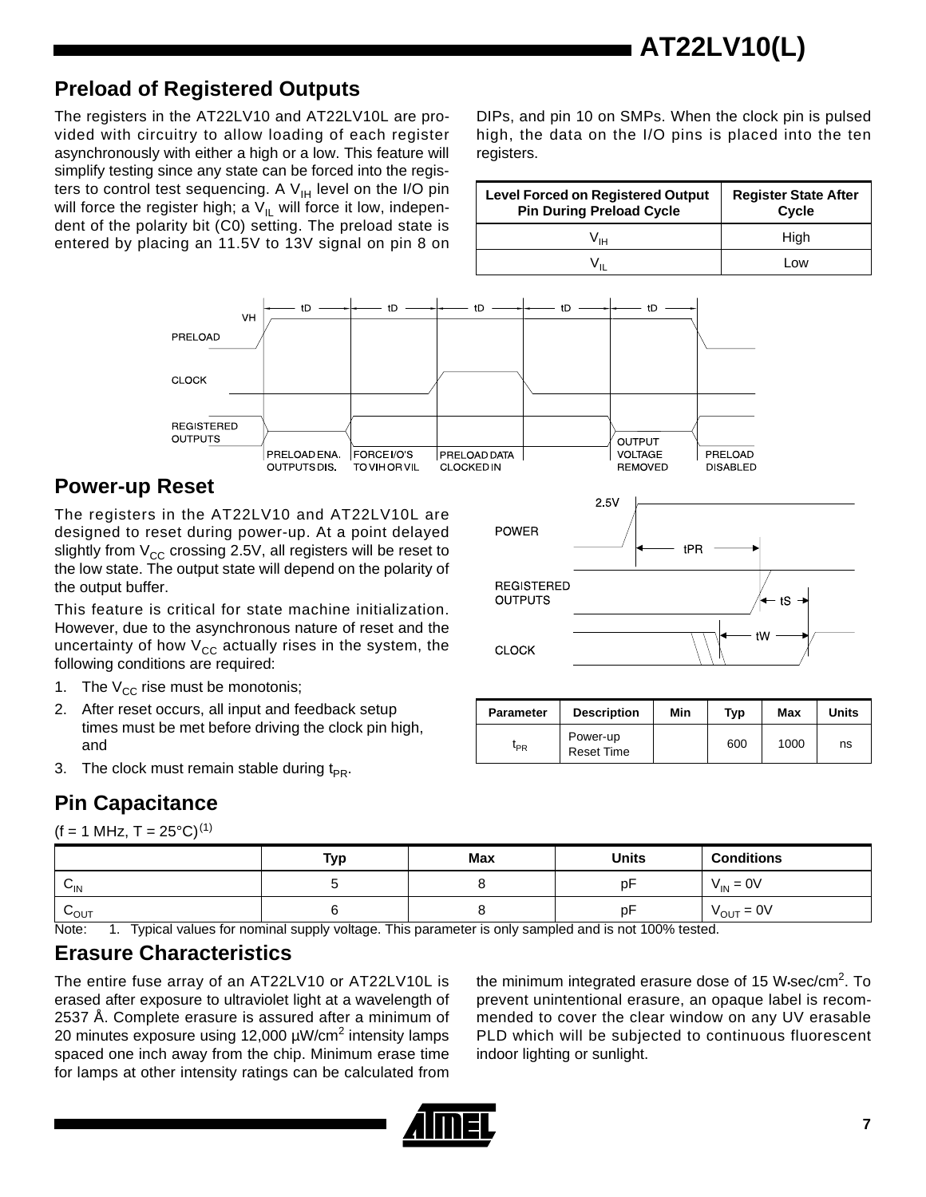## Preload of Registered Outputs

The registers in the AT22LV10 and AT22LV10L are provided with circuitry to allow loading of each register asynchronously with either a high or a low. This feature will simplify testing since any state can be forced into the registers to control test sequencing. A $V_{IH}$ level on the I/O pin will force the register high; a $V_{IL}$ will force it low, independent of the polarity bit (C0) setting. The preload state is entered by placing an 11.5V to 13V signal on pin 8 on DIPs, and pin 10 on SMPs. When the clock pin is pulsed high, the data on the I/O pins is placed into the ten registers.

| Level Forced on Registered Output Pin During Preload Cycle | Register State After Cycle |
|---|---|
| $V_{IH}$ | High |
| $V_{IL}$ | Low |

## Power-up Reset

The registers in the AT22LV10 and AT22LV10L are designed to reset during power-up. At a point delayed slightly from $V_{CC}$ crossing 2.5V, all registers will be reset to the low state. The output state will depend on the polarity of the output buffer.

This feature is critical for state machine initialization. However, due to the asynchronous nature of reset and the uncertainty of how $V_{CC}$ actually rises in the system, the following conditions are required:

1. The $V_{CC}$ rise must be monotonis;
2. After reset occurs, all input and feedback setup times must be met before driving the clock pin high, and
3. The clock must remain stable during $t_{PR}$.

| Parameter | Description | Min | Typ | Max | Units |
|---|---|---|---|---|---|
| $t_{PR}$ | Power-up Reset Time | | 600 | 1000 | ns |

## Pin Capacitance

(f = 1 MHz, T = 25°C)[1]

| | Typ | Max | Units | Conditions |
|---|---|---|---|---|
| $C_{IN}$ | 5 | 8 | pF | $V_{IN}$ = 0V |
| $C_{OUT}$ | 6 | 8 | pF | $V_{OUT}$ = 0V |

Note: 1. Typical values for nominal supply voltage. This parameter is only sampled and is not 100% tested.

## Erasure Characteristics

The entire fuse array of an AT22LV10 or AT22LV10L is erased after exposure to ultraviolet light at a wavelength of 2537 Å. Complete erasure is assured after a minimum of 20 minutes exposure using 12,000 µW/cm$^2$ intensity lamps spaced one inch away from the chip. Minimum erase time for lamps at other intensity ratings can be calculated from the minimum integrated erasure dose of 15 W•sec/cm$^2$. To prevent unintentional erasure, an opaque label is recommended to cover the clear window on any UV erasable PLD which will be subjected to continuous fluorescent indoor lighting or sunlight.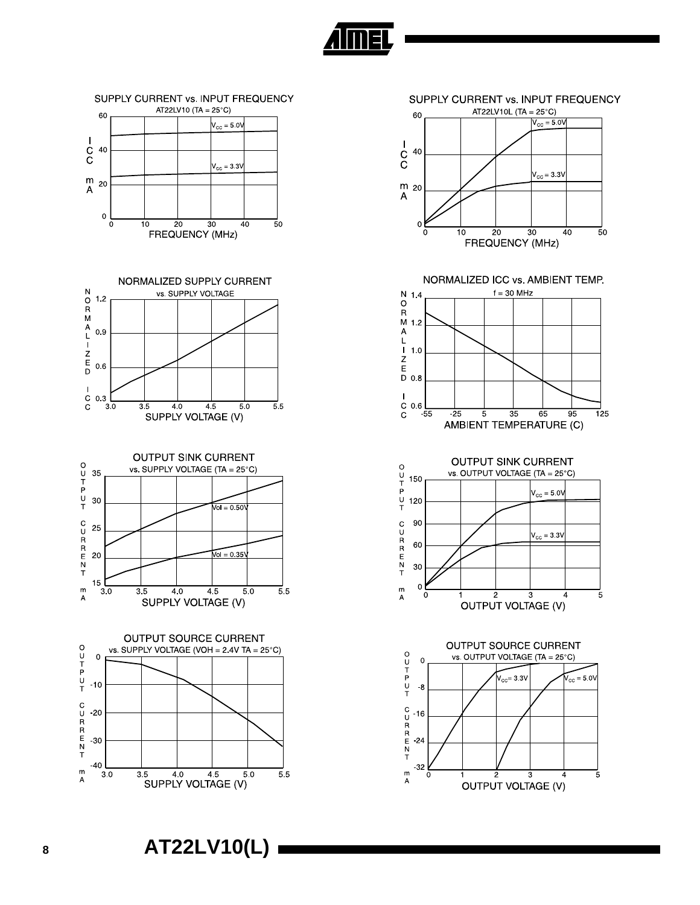SUPPLY CURRENT vs. INPUT FREQUENCY

AT22LV10 (TA = 25°C)

$V_{CC}$ = 5.0V

$V_{CC}$ = 3.3V

ICC mA

FREQUENCY (MHz)

SUPPLY CURRENT vs. INPUT FREQUENCY

AT22LV10L (TA = 25°C)

$V_{CC}$ = 5.0V

$V_{CC}$ = 3.3V

ICC mA

FREQUENCY (MHz)

NORMALIZED SUPPLY CURRENT

vs. SUPPLY VOLTAGE

NORMALIZED ICC

SUPPLY VOLTAGE (V)

NORMALIZED ICC vs. AMBIENT TEMP.

f = 30 MHz

NORMALIZED ICC

AMBIENT TEMPERATURE (C)

OUTPUT SINK CURRENT

vs. SUPPLY VOLTAGE (TA = 25°C)

Vol = 0.50V

Vol = 0.35V

OUTPUT CURRENT mA

SUPPLY VOLTAGE (V)

OUTPUT SINK CURRENT

vs. OUTPUT VOLTAGE (TA = 25°C)

$V_{CC}$ = 5.0V

$V_{CC}$ = 3.3V

OUTPUT CURRENT mA

OUTPUT VOLTAGE (V)

OUTPUT SOURCE CURRENT

vs. SUPPLY VOLTAGE (VOH = 2.4V TA = 25°C)

OUTPUT CURRENT mA

SUPPLY VOLTAGE (V)

OUTPUT SOURCE CURRENT

vs. OUTPUT VOLTAGE (TA = 25°C)

$V_{CC}$= 3.3V

$V_{CC}$ = 5.0V

OUTPUT CURRENT mA

OUTPUT VOLTAGE (V)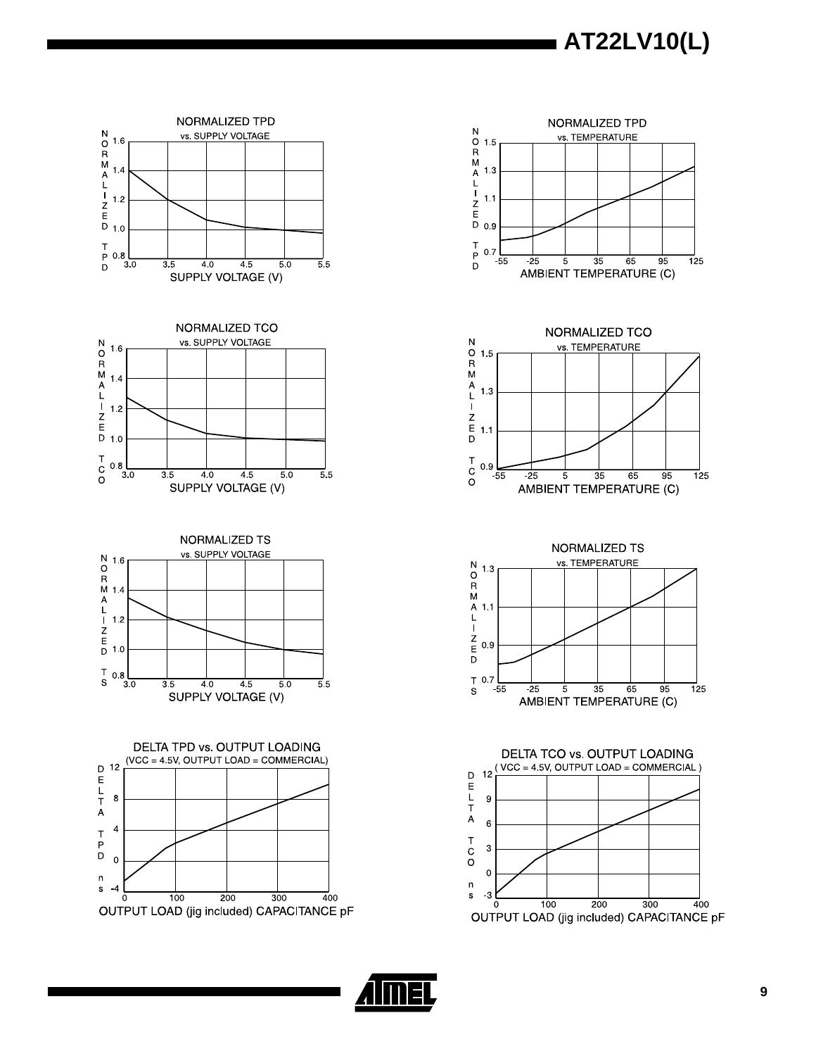NORMALIZED TPD vs. SUPPLY VOLTAGE

NORMALIZED TPD vs. TEMPERATURE

NORMALIZED TCO vs. SUPPLY VOLTAGE

NORMALIZED TCO vs. TEMPERATURE

NORMALIZED TS vs. SUPPLY VOLTAGE

NORMALIZED TS vs. TEMPERATURE

DELTA TPD vs. OUTPUT LOADING (VCC = 4.5V, OUTPUT LOAD = COMMERCIAL)

DELTA TCO vs. OUTPUT LOADING ( VCC = 4.5V, OUTPUT LOAD = COMMERCIAL )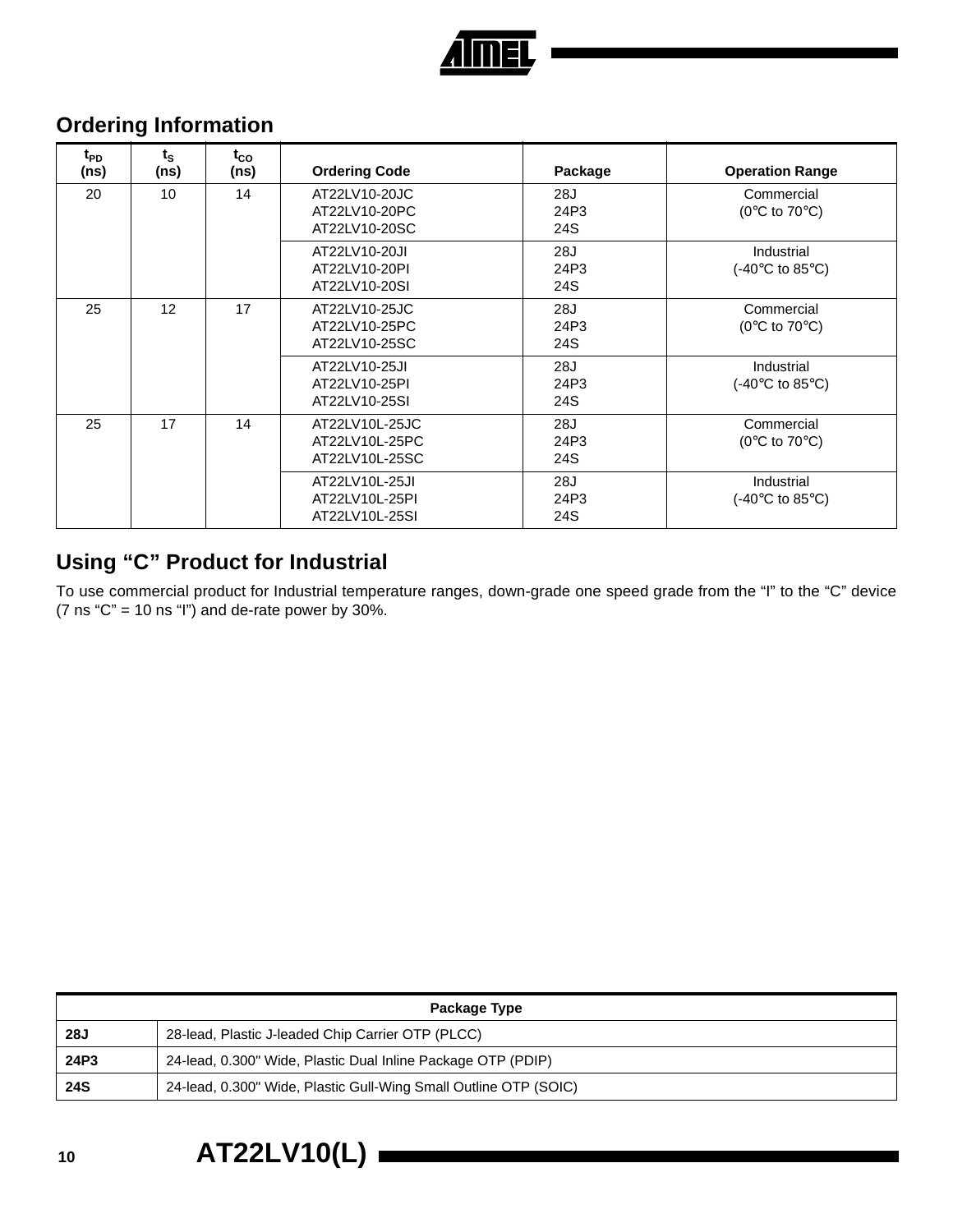## Ordering Information

| $t_{PD}$ (ns) | $t_S$ (ns) | $t_{CO}$ (ns) | Ordering Code | Package | Operation Range |
|---|---|---|---|---|---|
| 20 | 10 | 14 | AT22LV10-20JC<br>AT22LV10-20PC<br>AT22LV10-20SC | 28J<br>24P3<br>24S | Commercial<br>(0°C to 70°C) |
| | | | AT22LV10-20JI<br>AT22LV10-20PI<br>AT22LV10-20SI | 28J<br>24P3<br>24S | Industrial<br>(-40°C to 85°C) |
| 25 | 12 | 17 | AT22LV10-25JC<br>AT22LV10-25PC<br>AT22LV10-25SC | 28J<br>24P3<br>24S | Commercial<br>(0°C to 70°C) |
| | | | AT22LV10-25JI<br>AT22LV10-25PI<br>AT22LV10-25SI | 28J<br>24P3<br>24S | Industrial<br>(-40°C to 85°C) |
| 25 | 17 | 14 | AT22LV10L-25JC<br>AT22LV10L-25PC<br>AT22LV10L-25SC | 28J<br>24P3<br>24S | Commercial<br>(0°C to 70°C) |
| | | | AT22LV10L-25JI<br>AT22LV10L-25PI<br>AT22LV10L-25SI | 28J<br>24P3<br>24S | Industrial<br>(-40°C to 85°C) |

## Using "C" Product for Industrial

To use commercial product for Industrial temperature ranges, down-grade one speed grade from the "I" to the "C" device (7 ns "C" = 10 ns "I") and de-rate power by 30%.

| Package Type | |
|---|---|
| **28J** | 28-lead, Plastic J-leaded Chip Carrier OTP (PLCC) |
| **24P3** | 24-lead, 0.300" Wide, Plastic Dual Inline Package OTP (PDIP) |
| **24S** | 24-lead, 0.300" Wide, Plastic Gull-Wing Small Outline OTP (SOIC) |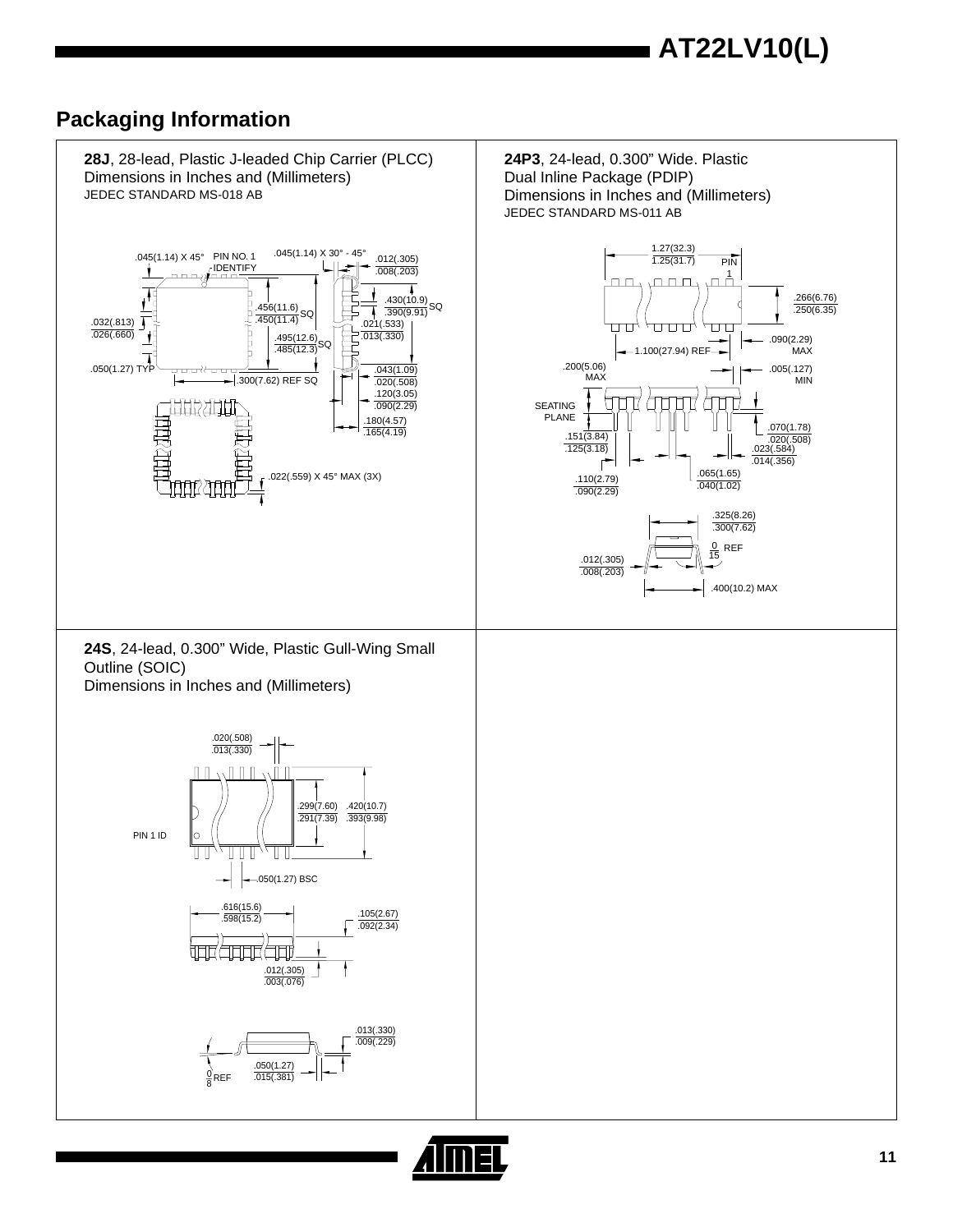## Packaging Information

**28J**, 28-lead, Plastic J-leaded Chip Carrier (PLCC)
Dimensions in Inches and (Millimeters)
JEDEC STANDARD MS-018 AB

.045(1.14) X 45° PIN NO. 1 IDENTIFY
.045(1.14) X 30° - 45°
.012(.305) / .008(.203)
.456(11.6) / .450(11.4) SQ
.430(10.9) / .390(9.91) SQ
.032(.813) / .026(.660)
.021(.533) / .013(.330)
.495(12.6) / .485(12.3) SQ
.050(1.27) TYP
.043(1.09) / .020(.508)
.300(7.62) REF SQ
.120(3.05) / .090(2.29)
.180(4.57) / .165(4.19)
.022(.559) X 45° MAX (3X)

**24P3**, 24-lead, 0.300" Wide. Plastic Dual Inline Package (PDIP)
Dimensions in Inches and (Millimeters)
JEDEC STANDARD MS-011 AB

1.27(32.3) / 1.25(31.7)
PIN 1
.266(6.76) / .250(6.35)
.090(2.29) MAX
1.100(27.94) REF
.200(5.06) MAX
.005(.127) MIN
SEATING PLANE
.070(1.78) / .020(.508)
.151(3.84) / .125(3.18)
.023(.584) / .014(.356)
.065(1.65) / .040(1.02)
.110(2.79) / .090(2.29)
.325(8.26) / .300(7.62)
0 / 15 REF
.012(.305) / .008(.203)
.400(10.2) MAX

**24S**, 24-lead, 0.300" Wide, Plastic Gull-Wing Small Outline (SOIC)
Dimensions in Inches and (Millimeters)

.020(.508) / .013(.330)
.299(7.60) / .291(7.39)
.420(10.7) / .393(9.98)
PIN 1 ID
.050(1.27) BSC
.616(15.6) / .598(15.2)
.105(2.67) / .092(2.34)
.012(.305) / .003(.076)
.013(.330) / .009(.229)
.050(1.27) / .015(.381)
0 / 8 REF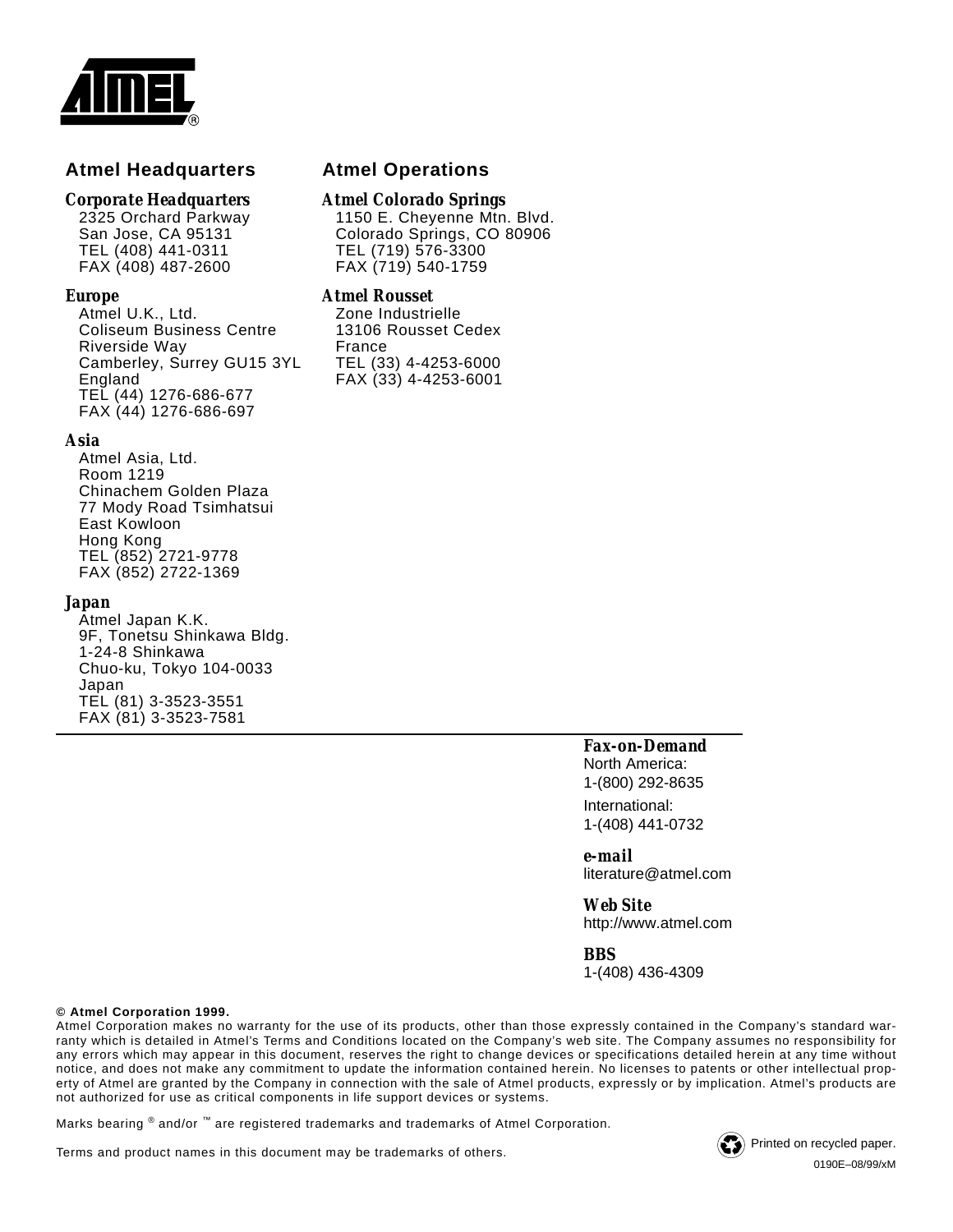## Atmel Headquarters

***Corporate Headquarters***
2325 Orchard Parkway
San Jose, CA 95131
TEL (408) 441-0311
FAX (408) 487-2600

***Europe***
Atmel U.K., Ltd.
Coliseum Business Centre
Riverside Way
Camberley, Surrey GU15 3YL
England
TEL (44) 1276-686-677
FAX (44) 1276-686-697

***Asia***
Atmel Asia, Ltd.
Room 1219
Chinachem Golden Plaza
77 Mody Road Tsimhatsui
East Kowloon
Hong Kong
TEL (852) 2721-9778
FAX (852) 2722-1369

***Japan***
Atmel Japan K.K.
9F, Tonetsu Shinkawa Bldg.
1-24-8 Shinkawa
Chuo-ku, Tokyo 104-0033
Japan
TEL (81) 3-3523-3551
FAX (81) 3-3523-7581

## Atmel Operations

***Atmel Colorado Springs***
1150 E. Cheyenne Mtn. Blvd.
Colorado Springs, CO 80906
TEL (719) 576-3300
FAX (719) 540-1759

***Atmel Rousset***
Zone Industrielle
13106 Rousset Cedex
France
TEL (33) 4-4253-6000
FAX (33) 4-4253-6001

***Fax-on-Demand***
North America:
1-(800) 292-8635

International:
1-(408) 441-0732

***e-mail***
literature@atmel.com

***Web Site***
http://www.atmel.com

***BBS***
1-(408) 436-4309

**© Atmel Corporation 1999.**
Atmel Corporation makes no warranty for the use of its products, other than those expressly contained in the Company's standard warranty which is detailed in Atmel's Terms and Conditions located on the Company's web site. The Company assumes no responsibility for any errors which may appear in this document, reserves the right to change devices or specifications detailed herein at any time without notice, and does not make any commitment to update the information contained herein. No licenses to patents or other intellectual property of Atmel are granted by the Company in connection with the sale of Atmel products, expressly or by implication. Atmel's products are not authorized for use as critical components in life support devices or systems.

Marks bearing ® and/or ™ are registered trademarks and trademarks of Atmel Corporation.

Terms and product names in this document may be trademarks of others.

Printed on recycled paper.

0190E–08/99/xM